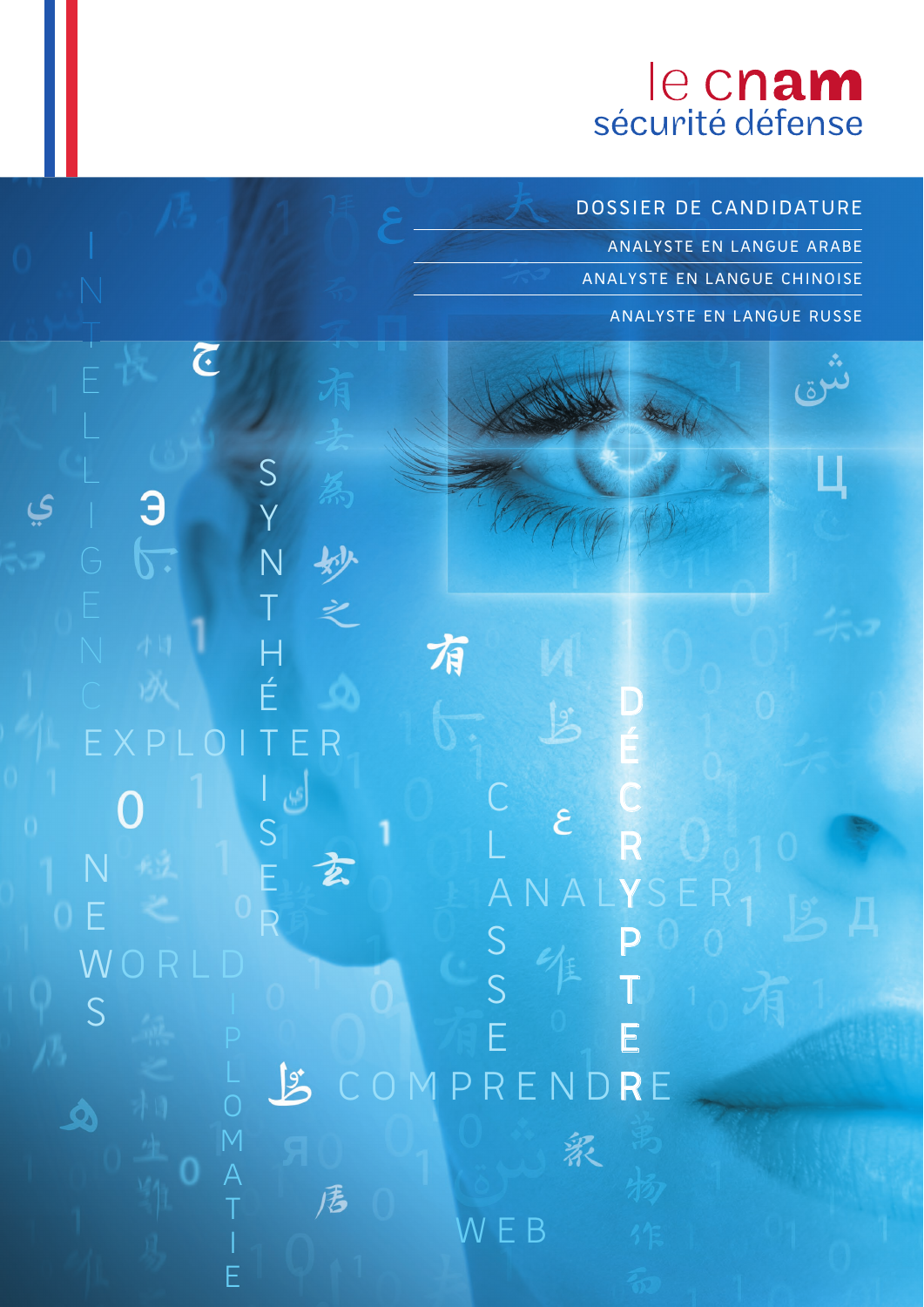le cnam
sécurité défense

# DOSSIER DE CANDIDATURE

## ANALYSTE EN LANGUE ARABE

## ANALYSTE EN LANGUE CHINOISE

## ANALYSTE EN LANGUE RUSSE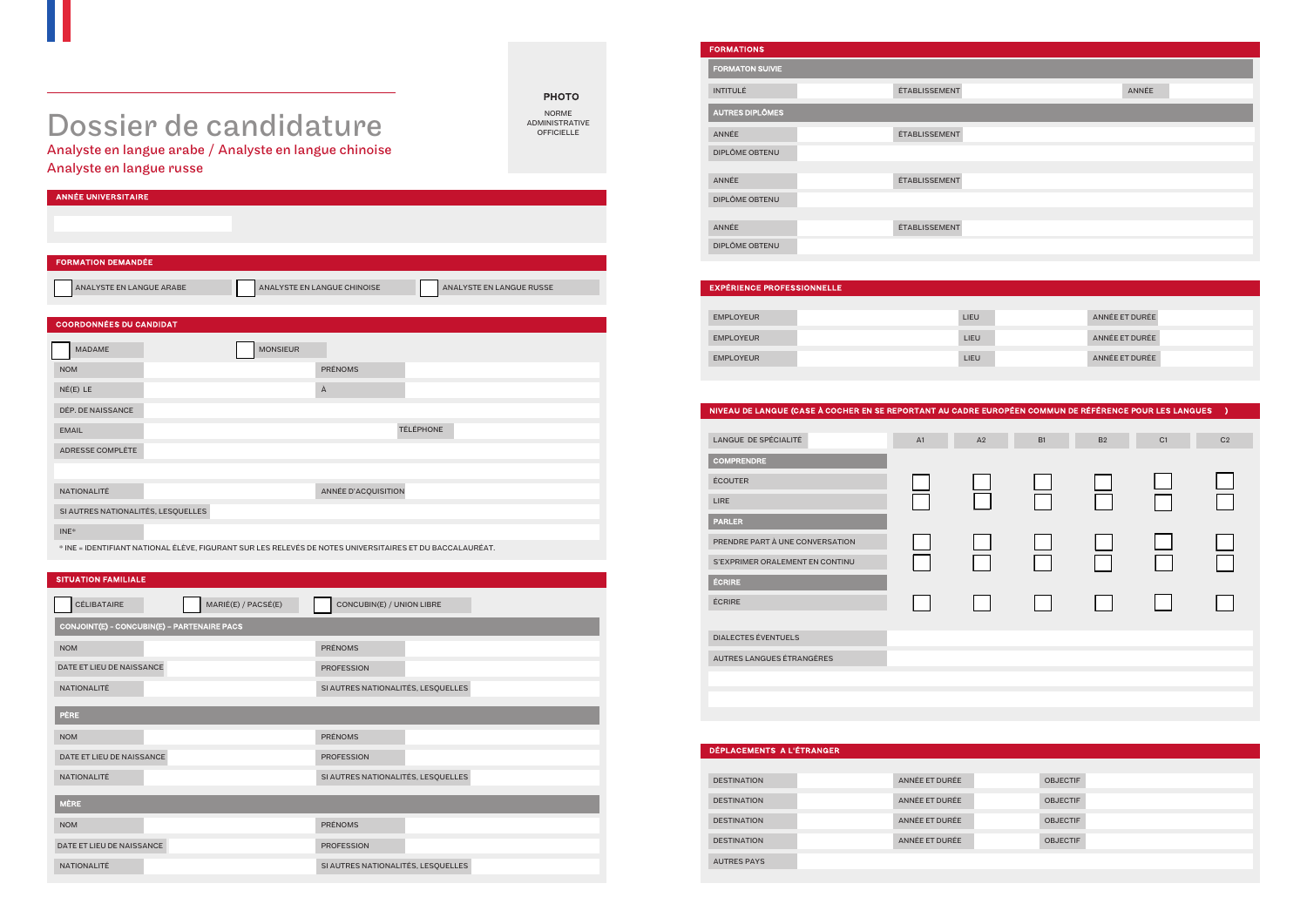# Dossier de candidature

Analyste en langue arabe / Analyste en langue chinoise
Analyste en langue russe

**PHOTO**

NORME ADMINISTRATIVE OFFICIELLE

## ANNÉE UNIVERSITAIRE

## FORMATION DEMANDÉE

☐ ANALYSTE EN LANGUE ARABE ☐ ANALYSTE EN LANGUE CHINOISE ☐ ANALYSTE EN LANGUE RUSSE

## COORDONNÉES DU CANDIDAT

☐ MADAME ☐ MONSIEUR

| | | | |
|---|---|---|---|
| NOM | | PRÉNOMS | |
| NÉ(E) LE | | À | |
| DÉP. DE NAISSANCE | | | |
| EMAIL | | TÉLÉPHONE | |
| ADRESSE COMPLÈTE | | | |
| NATIONALITÉ | | ANNÉE D'ACQUISITION | |
| SI AUTRES NATIONALITÉS, LESQUELLES | | | |
| INE* | | | |

* INE = IDENTIFIANT NATIONAL ÉLÈVE, FIGURANT SUR LES RELEVÉS DE NOTES UNIVERSITAIRES ET DU BACCALAURÉAT.

## SITUATION FAMILIALE

☐ CÉLIBATAIRE ☐ MARIÉ(E) / PACSÉ(E) ☐ CONCUBIN(E) / UNION LIBRE

### CONJOINT(E) – CONCUBIN(E) – PARTENAIRE PACS

| | | | |
|---|---|---|---|
| NOM | | PRÉNOMS | |
| DATE ET LIEU DE NAISSANCE | | PROFESSION | |
| NATIONALITÉ | | SI AUTRES NATIONALITÉS, LESQUELLES | |

### PÈRE

| | | | |
|---|---|---|---|
| NOM | | PRÉNOMS | |
| DATE ET LIEU DE NAISSANCE | | PROFESSION | |
| NATIONALITÉ | | SI AUTRES NATIONALITÉS, LESQUELLES | |

### MÈRE

| | | | |
|---|---|---|---|
| NOM | | PRÉNOMS | |
| DATE ET LIEU DE NAISSANCE | | PROFESSION | |
| NATIONALITÉ | | SI AUTRES NATIONALITÉS, LESQUELLES | |

## FORMATIONS

### FORMATON SUIVIE

| | | | | | |
|---|---|---|---|---|---|
| INTITULÉ | | ÉTABLISSEMENT | | ANNÉE | |

### AUTRES DIPLÔMES

| | | | |
|---|---|---|---|
| ANNÉE | | ÉTABLISSEMENT | |
| DIPLÔME OBTENU | | | |
| ANNÉE | | ÉTABLISSEMENT | |
| DIPLÔME OBTENU | | | |
| ANNÉE | | ÉTABLISSEMENT | |
| DIPLÔME OBTENU | | | |

## EXPÉRIENCE PROFESSIONNELLE

| | | | | | |
|---|---|---|---|---|---|
| EMPLOYEUR | | LIEU | | ANNÉE ET DURÉE | |
| EMPLOYEUR | | LIEU | | ANNÉE ET DURÉE | |
| EMPLOYEUR | | LIEU | | ANNÉE ET DURÉE | |

## NIVEAU DE LANGUE (CASE À COCHER EN SE REPORTANT AU CADRE EUROPÉEN COMMUN DE RÉFÉRENCE POUR LES LANGUES )

| LANGUE DE SPÉCIALITÉ | A1 | A2 | B1 | B2 | C1 | C2 |
|---|---|---|---|---|---|---|
| **COMPRENDRE** | | | | | | |
| ÉCOUTER | ☐ | ☐ | ☐ | ☐ | ☐ | ☐ |
| LIRE | ☐ | ☐ | ☐ | ☐ | ☐ | ☐ |
| **PARLER** | | | | | | |
| PRENDRE PART À UNE CONVERSATION | ☐ | ☐ | ☐ | ☐ | ☐ | ☐ |
| S'EXPRIMER ORALEMENT EN CONTINU | ☐ | ☐ | ☐ | ☐ | ☐ | ☐ |
| **ÉCRIRE** | | | | | | |
| ÉCRIRE | ☐ | ☐ | ☐ | ☐ | ☐ | ☐ |

| | |
|---|---|
| DIALECTES ÉVENTUELS | |
| AUTRES LANGUES ÉTRANGÈRES | |

## DÉPLACEMENTS A L'ÉTRANGER

| | | | | | |
|---|---|---|---|---|---|
| DESTINATION | | ANNÉE ET DURÉE | | OBJECTIF | |
| DESTINATION | | ANNÉE ET DURÉE | | OBJECTIF | |
| DESTINATION | | ANNÉE ET DURÉE | | OBJECTIF | |
| DESTINATION | | ANNÉE ET DURÉE | | OBJECTIF | |
| AUTRES PAYS | | | | | |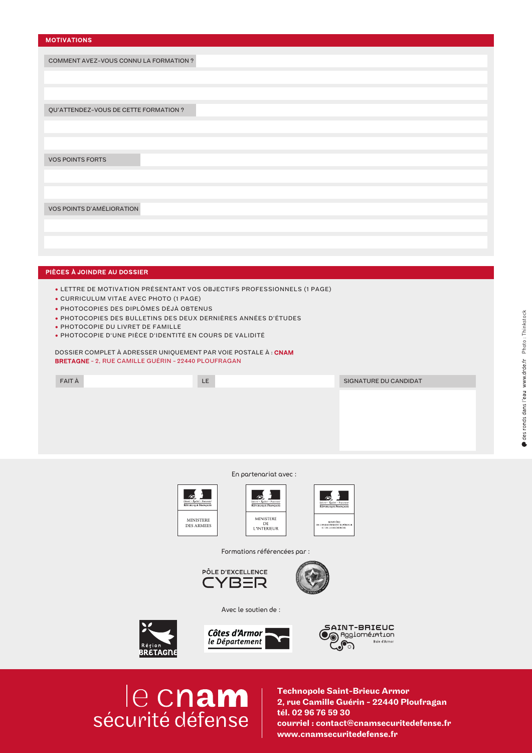## MOTIVATIONS

COMMENT AVEZ-VOUS CONNU LA FORMATION ?

QU'ATTENDEZ-VOUS DE CETTE FORMATION ?

VOS POINTS FORTS

VOS POINTS D'AMÉLIORATION

## PIÈCES À JOINDRE AU DOSSIER

- LETTRE DE MOTIVATION PRÉSENTANT VOS OBJECTIFS PROFESSIONNELS (1 PAGE)
- CURRICULUM VITAE AVEC PHOTO (1 PAGE)
- PHOTOCOPIES DES DIPLÔMES DÉJÀ OBTENUS
- PHOTOCOPIES DES BULLETINS DES DEUX DERNIÈRES ANNÉES D'ÉTUDES
- PHOTOCOPIE DU LIVRET DE FAMILLE
- PHOTOCOPIE D'UNE PIÈCE D'IDENTITÉ EN COURS DE VALIDITÉ

DOSSIER COMPLET À ADRESSER UNIQUEMENT PAR VOIE POSTALE À : **CNAM BRETAGNE** - 2, RUE CAMILLE GUÉRIN - 22440 PLOUFRAGAN

FAIT À LE SIGNATURE DU CANDIDAT

En partenariat avec :

MINISTERE DES ARMEES

MINISTERE DE L'INTERIEUR

MINISTÈRE DE L'ENSEIGNEMENT SUPÉRIEUR ET DE LA RECHERCHE

Formations référencées par :

PÔLE D'EXCELLENCE CYBER

Avec le soutien de :

Région Bretagne

Côtes d'Armor le Département

Saint-Brieuc Agglomération Baie d'Armor

le cnam sécurité défense

**Technopole Saint-Brieuc Armor**
**2, rue Camille Guérin - 22440 Ploufragan**
**tél. 02 96 76 59 30**
**courriel : contact@cnamsecuritedefense.fr**
**www.cnamsecuritedefense.fr**

des ronds dans l'eau www.drde.fr Photo : Thinkstock